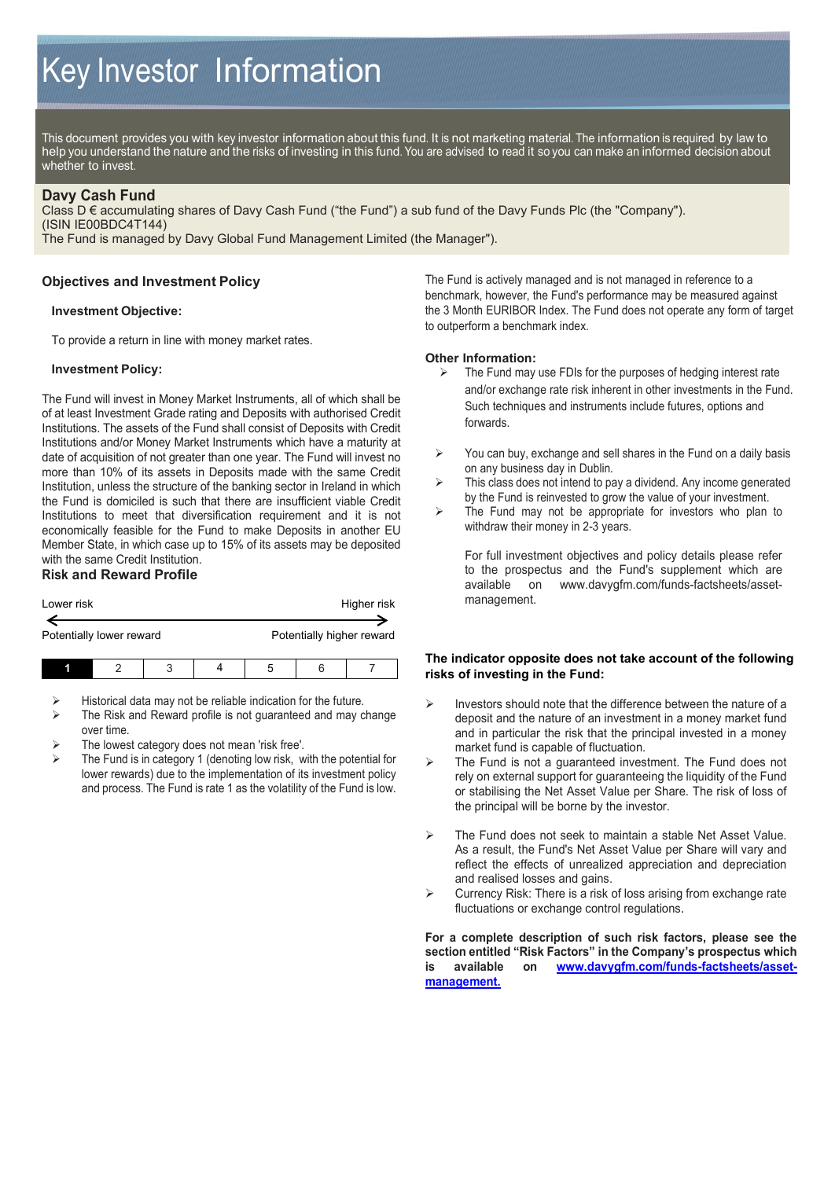# Key Investor Information

This document provides you with key investor information about this fund. It is not marketing material. The information is required by law to help you understand the nature and the risks of investing in this fund. You are advised to read it so you can make an informed decision about whether to invest.

## Davy Cash Fund

Class D € accumulating shares of Davy Cash Fund ("the Fund") a sub fund of the Davy Funds Plc (the "Company").
(ISIN IE00BDC4T144)
The Fund is managed by Davy Global Fund Management Limited (the Manager").

## Objectives and Investment Policy

### Investment Objective:

To provide a return in line with money market rates.

### Investment Policy:

The Fund will invest in Money Market Instruments, all of which shall be of at least Investment Grade rating and Deposits with authorised Credit Institutions. The assets of the Fund shall consist of Deposits with Credit Institutions and/or Money Market Instruments which have a maturity at date of acquisition of not greater than one year. The Fund will invest no more than 10% of its assets in Deposits made with the same Credit Institution, unless the structure of the banking sector in Ireland in which the Fund is domiciled is such that there are insufficient viable Credit Institutions to meet that diversification requirement and it is not economically feasible for the Fund to make Deposits in another EU Member State, in which case up to 15% of its assets may be deposited with the same Credit Institution.

The Fund is actively managed and is not managed in reference to a benchmark, however, the Fund's performance may be measured against the 3 Month EURIBOR Index. The Fund does not operate any form of target to outperform a benchmark index.

### Other Information:

- The Fund may use FDIs for the purposes of hedging interest rate and/or exchange rate risk inherent in other investments in the Fund. Such techniques and instruments include futures, options and forwards.
- You can buy, exchange and sell shares in the Fund on a daily basis on any business day in Dublin.
- This class does not intend to pay a dividend. Any income generated by the Fund is reinvested to grow the value of your investment.
- The Fund may not be appropriate for investors who plan to withdraw their money in 2-3 years.

For full investment objectives and policy details please refer to the prospectus and the Fund's supplement which are available on www.davygfm.com/funds-factsheets/asset-management.

## Risk and Reward Profile

| Lower risk | | | | | | Higher risk |
|---|---|---|---|---|---|---|
| Potentially lower reward | | | | | | Potentially higher reward |
| **1** | 2 | 3 | 4 | 5 | 6 | 7 |

- Historical data may not be reliable indication for the future.
- The Risk and Reward profile is not guaranteed and may change over time.
- The lowest category does not mean 'risk free'.
- The Fund is in category 1 (denoting low risk, with the potential for lower rewards) due to the implementation of its investment policy and process. The Fund is rate 1 as the volatility of the Fund is low.

**The indicator opposite does not take account of the following risks of investing in the Fund:**

- Investors should note that the difference between the nature of a deposit and the nature of an investment in a money market fund and in particular the risk that the principal invested in a money market fund is capable of fluctuation.
- The Fund is not a guaranteed investment. The Fund does not rely on external support for guaranteeing the liquidity of the Fund or stabilising the Net Asset Value per Share. The risk of loss of the principal will be borne by the investor.
- The Fund does not seek to maintain a stable Net Asset Value. As a result, the Fund's Net Asset Value per Share will vary and reflect the effects of unrealized appreciation and depreciation and realised losses and gains.
- Currency Risk: There is a risk of loss arising from exchange rate fluctuations or exchange control regulations.

**For a complete description of such risk factors, please see the section entitled "Risk Factors" in the Company's prospectus which is available on [www.davygfm.com/funds-factsheets/asset-management.](www.davygfm.com/funds-factsheets/asset-management)**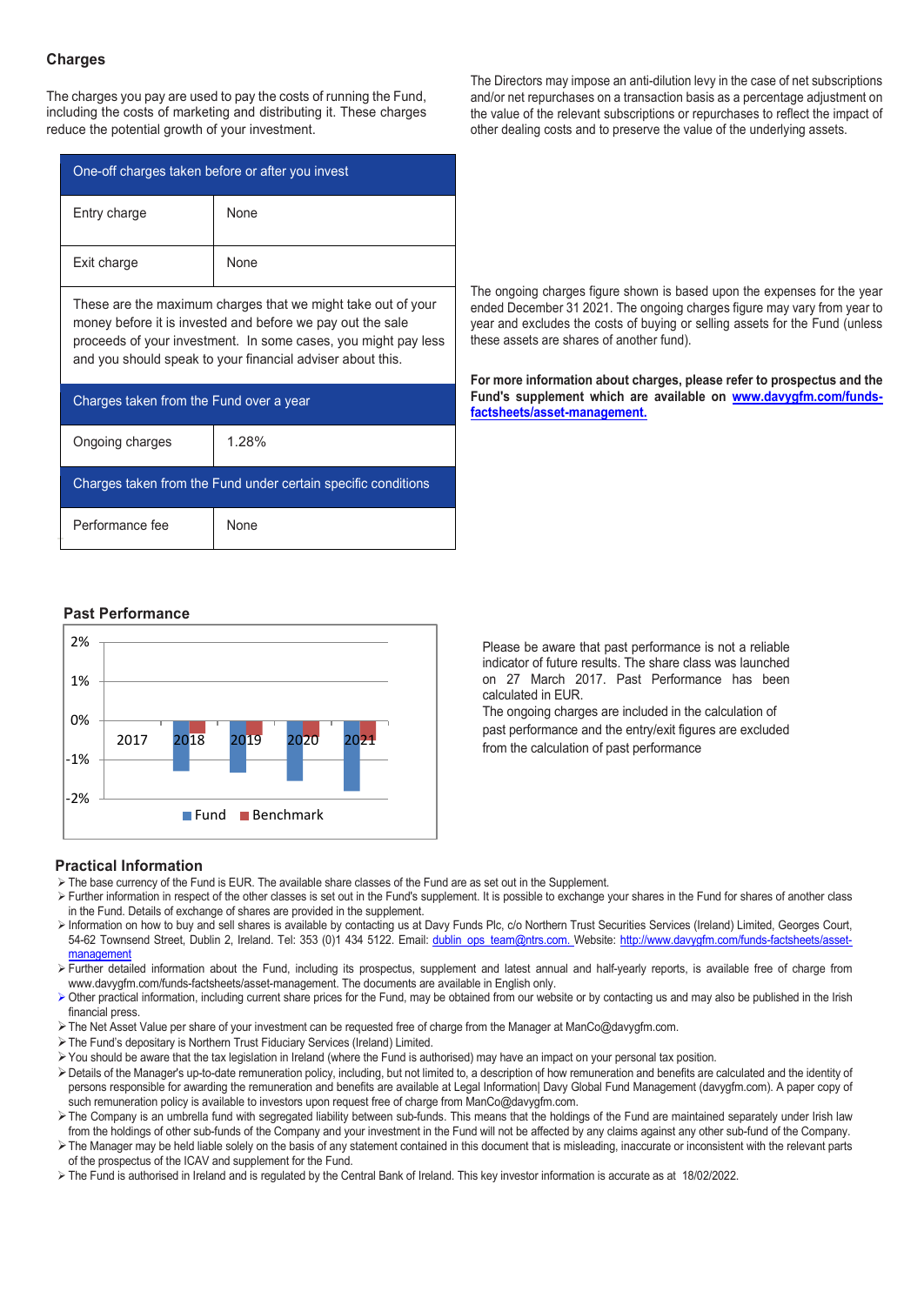## Charges

The charges you pay are used to pay the costs of running the Fund, including the costs of marketing and distributing it. These charges reduce the potential growth of your investment.

| One-off charges taken before or after you invest | |
|---|---|
| Entry charge | None |
| Exit charge | None |
| These are the maximum charges that we might take out of your money before it is invested and before we pay out the sale proceeds of your investment. In some cases, you might pay less and you should speak to your financial adviser about this. | |
| **Charges taken from the Fund over a year** | |
| Ongoing charges | 1.28% |
| **Charges taken from the Fund under certain specific conditions** | |
| Performance fee | None |

The Directors may impose an anti-dilution levy in the case of net subscriptions and/or net repurchases on a transaction basis as a percentage adjustment on the value of the relevant subscriptions or repurchases to reflect the impact of other dealing costs and to preserve the value of the underlying assets.

The ongoing charges figure shown is based upon the expenses for the year ended December 31 2021. The ongoing charges figure may vary from year to year and excludes the costs of buying or selling assets for the Fund (unless these assets are shares of another fund).

**For more information about charges, please refer to prospectus and the Fund's supplement which are available on [www.davygfm.com/funds-factsheets/asset-management.](www.davygfm.com/funds-factsheets/asset-management)**

### Past Performance

2%
1%
0%
-1%
-2%
2017
2018
2019
2020
2021
Fund
Benchmark

Please be aware that past performance is not a reliable indicator of future results. The share class was launched on 27 March 2017. Past Performance has been calculated in EUR.
The ongoing charges are included in the calculation of past performance and the entry/exit figures are excluded from the calculation of past performance

### Practical Information

- The base currency of the Fund is EUR. The available share classes of the Fund are as set out in the Supplement.
- Further information in respect of the other classes is set out in the Fund's supplement. It is possible to exchange your shares in the Fund for shares of another class in the Fund. Details of exchange of shares are provided in the supplement.
- Information on how to buy and sell shares is available by contacting us at Davy Funds Plc, c/o Northern Trust Securities Services (Ireland) Limited, Georges Court, 54-62 Townsend Street, Dublin 2, Ireland. Tel: 353 (0)1 434 5122. Email: dublin_ops_team@ntrs.com. Website: [http://www.davygfm.com/funds-factsheets/asset-management](http://www.davygfm.com/funds-factsheets/asset-management)
- Further detailed information about the Fund, including its prospectus, supplement and latest annual and half-yearly reports, is available free of charge from www.davygfm.com/funds-factsheets/asset-management. The documents are available in English only.
- Other practical information, including current share prices for the Fund, may be obtained from our website or by contacting us and may also be published in the Irish financial press.
- The Net Asset Value per share of your investment can be requested free of charge from the Manager at ManCo@davygfm.com.
- The Fund's depositary is Northern Trust Fiduciary Services (Ireland) Limited.
- You should be aware that the tax legislation in Ireland (where the Fund is authorised) may have an impact on your personal tax position.
- Details of the Manager's up-to-date remuneration policy, including, but not limited to, a description of how remuneration and benefits are calculated and the identity of persons responsible for awarding the remuneration and benefits are available at Legal Information| Davy Global Fund Management (davygfm.com). A paper copy of such remuneration policy is available to investors upon request free of charge from ManCo@davygfm.com.
- The Company is an umbrella fund with segregated liability between sub-funds. This means that the holdings of the Fund are maintained separately under Irish law from the holdings of other sub-funds of the Company and your investment in the Fund will not be affected by any claims against any other sub-fund of the Company.
- The Manager may be held liable solely on the basis of any statement contained in this document that is misleading, inaccurate or inconsistent with the relevant parts of the prospectus of the ICAV and supplement for the Fund.
- The Fund is authorised in Ireland and is regulated by the Central Bank of Ireland. This key investor information is accurate as at 18/02/2022.